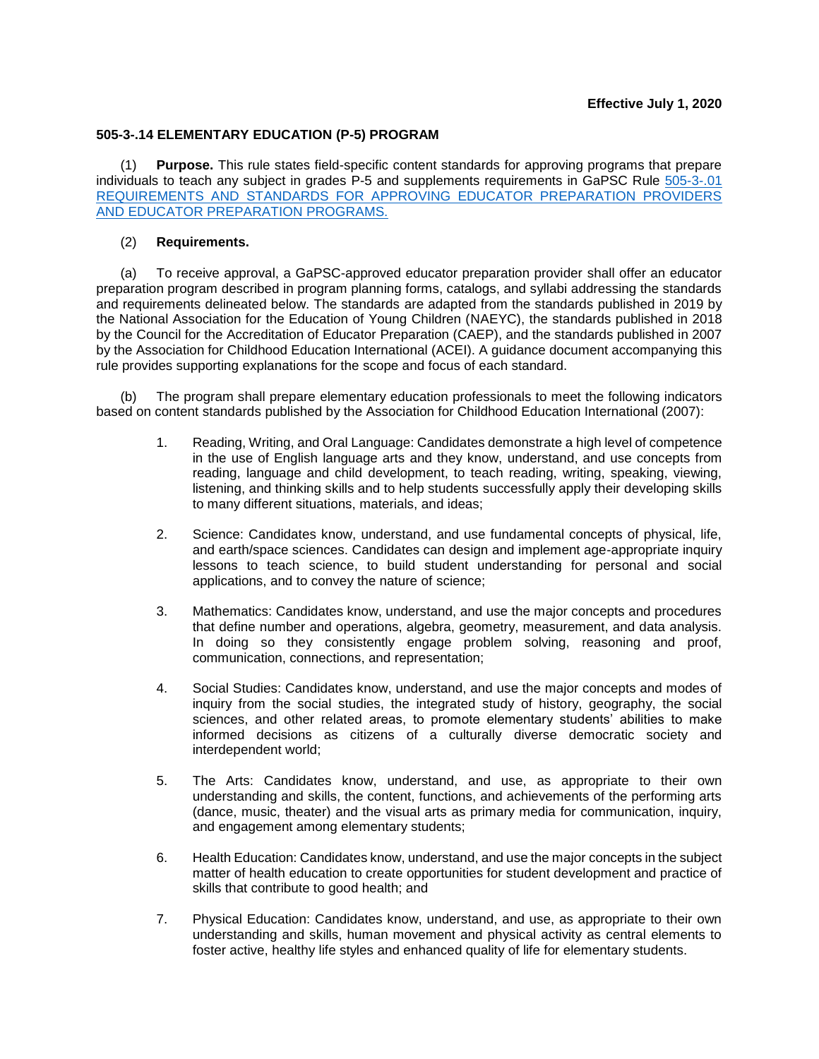**Effective July 1, 2020**

**505-3-.14 ELEMENTARY EDUCATION (P-5) PROGRAM**

(1) **Purpose.** This rule states field-specific content standards for approving programs that prepare individuals to teach any subject in grades P-5 and supplements requirements in GaPSC Rule 505-3-.01 REQUIREMENTS AND STANDARDS FOR APPROVING EDUCATOR PREPARATION PROVIDERS AND EDUCATOR PREPARATION PROGRAMS.

(2) **Requirements.**

(a) To receive approval, a GaPSC-approved educator preparation provider shall offer an educator preparation program described in program planning forms, catalogs, and syllabi addressing the standards and requirements delineated below. The standards are adapted from the standards published in 2019 by the National Association for the Education of Young Children (NAEYC), the standards published in 2018 by the Council for the Accreditation of Educator Preparation (CAEP), and the standards published in 2007 by the Association for Childhood Education International (ACEI). A guidance document accompanying this rule provides supporting explanations for the scope and focus of each standard.

(b) The program shall prepare elementary education professionals to meet the following indicators based on content standards published by the Association for Childhood Education International (2007):

1. Reading, Writing, and Oral Language: Candidates demonstrate a high level of competence in the use of English language arts and they know, understand, and use concepts from reading, language and child development, to teach reading, writing, speaking, viewing, listening, and thinking skills and to help students successfully apply their developing skills to many different situations, materials, and ideas;

2. Science: Candidates know, understand, and use fundamental concepts of physical, life, and earth/space sciences. Candidates can design and implement age-appropriate inquiry lessons to teach science, to build student understanding for personal and social applications, and to convey the nature of science;

3. Mathematics: Candidates know, understand, and use the major concepts and procedures that define number and operations, algebra, geometry, measurement, and data analysis. In doing so they consistently engage problem solving, reasoning and proof, communication, connections, and representation;

4. Social Studies: Candidates know, understand, and use the major concepts and modes of inquiry from the social studies, the integrated study of history, geography, the social sciences, and other related areas, to promote elementary students' abilities to make informed decisions as citizens of a culturally diverse democratic society and interdependent world;

5. The Arts: Candidates know, understand, and use, as appropriate to their own understanding and skills, the content, functions, and achievements of the performing arts (dance, music, theater) and the visual arts as primary media for communication, inquiry, and engagement among elementary students;

6. Health Education: Candidates know, understand, and use the major concepts in the subject matter of health education to create opportunities for student development and practice of skills that contribute to good health; and

7. Physical Education: Candidates know, understand, and use, as appropriate to their own understanding and skills, human movement and physical activity as central elements to foster active, healthy life styles and enhanced quality of life for elementary students.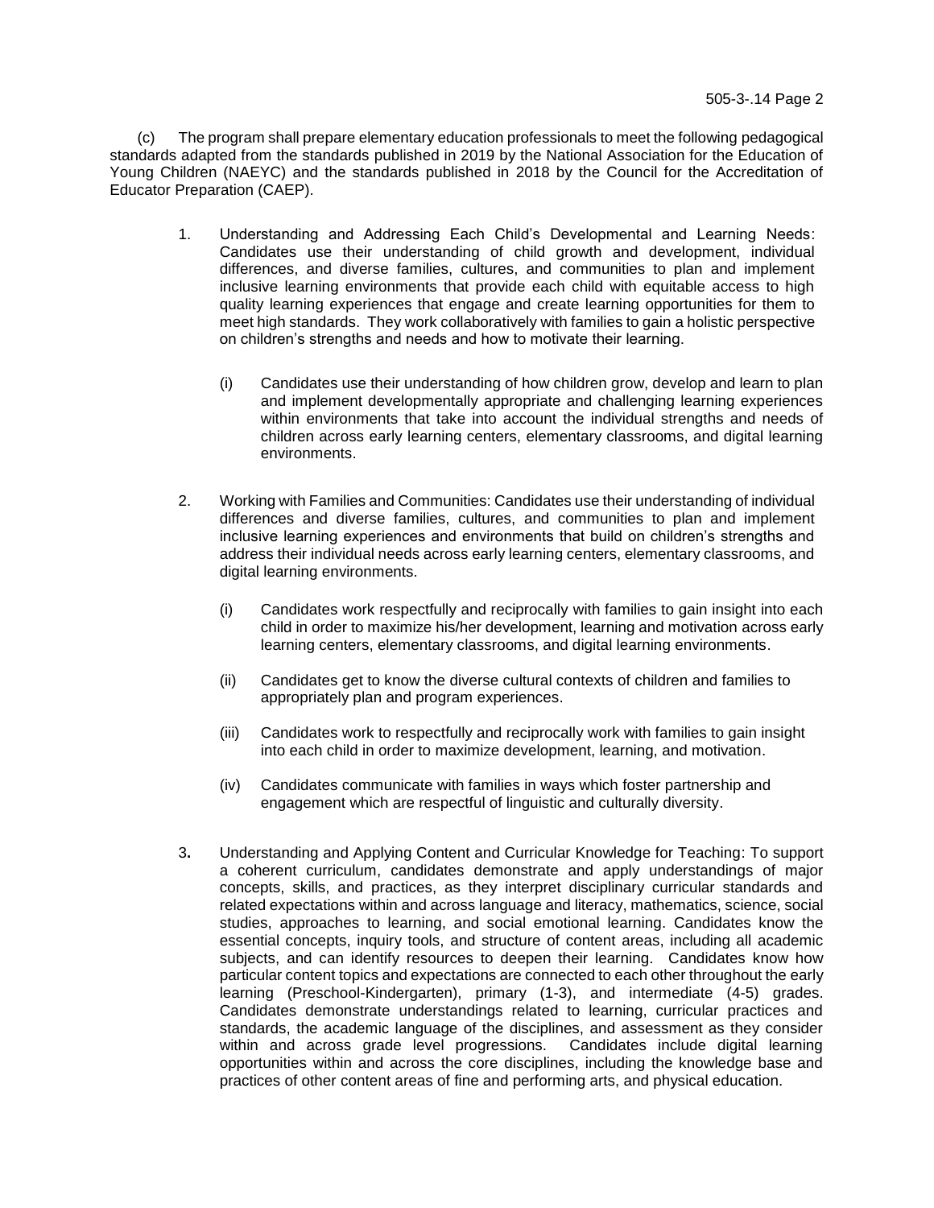(c) The program shall prepare elementary education professionals to meet the following pedagogical standards adapted from the standards published in 2019 by the National Association for the Education of Young Children (NAEYC) and the standards published in 2018 by the Council for the Accreditation of Educator Preparation (CAEP).

1. Understanding and Addressing Each Child's Developmental and Learning Needs: Candidates use their understanding of child growth and development, individual differences, and diverse families, cultures, and communities to plan and implement inclusive learning environments that provide each child with equitable access to high quality learning experiences that engage and create learning opportunities for them to meet high standards. They work collaboratively with families to gain a holistic perspective on children's strengths and needs and how to motivate their learning.

   (i) Candidates use their understanding of how children grow, develop and learn to plan and implement developmentally appropriate and challenging learning experiences within environments that take into account the individual strengths and needs of children across early learning centers, elementary classrooms, and digital learning environments.

2. Working with Families and Communities: Candidates use their understanding of individual differences and diverse families, cultures, and communities to plan and implement inclusive learning experiences and environments that build on children's strengths and address their individual needs across early learning centers, elementary classrooms, and digital learning environments.

   (i) Candidates work respectfully and reciprocally with families to gain insight into each child in order to maximize his/her development, learning and motivation across early learning centers, elementary classrooms, and digital learning environments.

   (ii) Candidates get to know the diverse cultural contexts of children and families to appropriately plan and program experiences.

   (iii) Candidates work to respectfully and reciprocally work with families to gain insight into each child in order to maximize development, learning, and motivation.

   (iv) Candidates communicate with families in ways which foster partnership and engagement which are respectful of linguistic and culturally diversity.

3. Understanding and Applying Content and Curricular Knowledge for Teaching: To support a coherent curriculum, candidates demonstrate and apply understandings of major concepts, skills, and practices, as they interpret disciplinary curricular standards and related expectations within and across language and literacy, mathematics, science, social studies, approaches to learning, and social emotional learning. Candidates know the essential concepts, inquiry tools, and structure of content areas, including all academic subjects, and can identify resources to deepen their learning. Candidates know how particular content topics and expectations are connected to each other throughout the early learning (Preschool-Kindergarten), primary (1-3), and intermediate (4-5) grades. Candidates demonstrate understandings related to learning, curricular practices and standards, the academic language of the disciplines, and assessment as they consider within and across grade level progressions. Candidates include digital learning opportunities within and across the core disciplines, including the knowledge base and practices of other content areas of fine and performing arts, and physical education.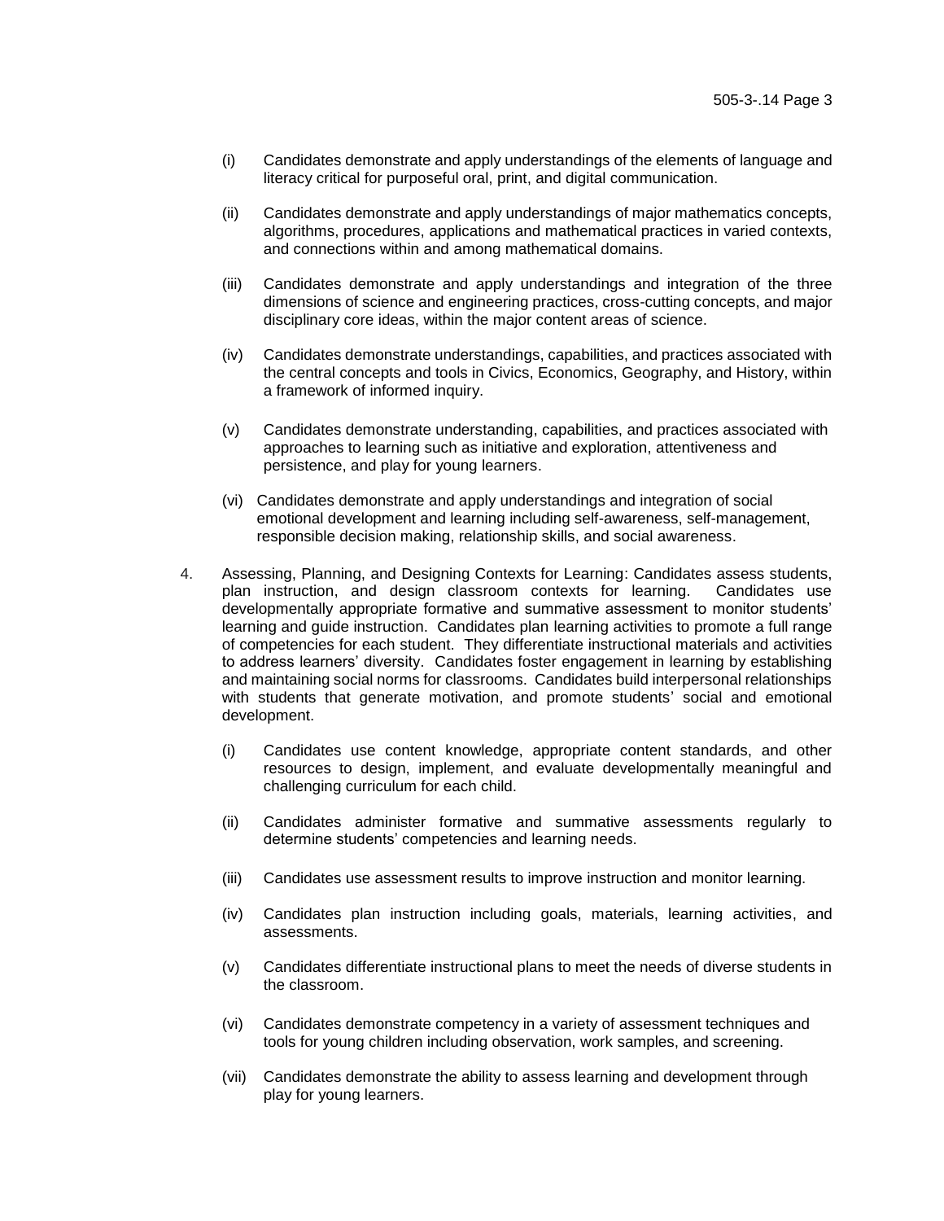(i) Candidates demonstrate and apply understandings of the elements of language and literacy critical for purposeful oral, print, and digital communication.

(ii) Candidates demonstrate and apply understandings of major mathematics concepts, algorithms, procedures, applications and mathematical practices in varied contexts, and connections within and among mathematical domains.

(iii) Candidates demonstrate and apply understandings and integration of the three dimensions of science and engineering practices, cross-cutting concepts, and major disciplinary core ideas, within the major content areas of science.

(iv) Candidates demonstrate understandings, capabilities, and practices associated with the central concepts and tools in Civics, Economics, Geography, and History, within a framework of informed inquiry.

(v) Candidates demonstrate understanding, capabilities, and practices associated with approaches to learning such as initiative and exploration, attentiveness and persistence, and play for young learners.

(vi) Candidates demonstrate and apply understandings and integration of social emotional development and learning including self-awareness, self-management, responsible decision making, relationship skills, and social awareness.

4. Assessing, Planning, and Designing Contexts for Learning: Candidates assess students, plan instruction, and design classroom contexts for learning. Candidates use developmentally appropriate formative and summative assessment to monitor students' learning and guide instruction. Candidates plan learning activities to promote a full range of competencies for each student. They differentiate instructional materials and activities to address learners' diversity. Candidates foster engagement in learning by establishing and maintaining social norms for classrooms. Candidates build interpersonal relationships with students that generate motivation, and promote students' social and emotional development.

   (i) Candidates use content knowledge, appropriate content standards, and other resources to design, implement, and evaluate developmentally meaningful and challenging curriculum for each child.

   (ii) Candidates administer formative and summative assessments regularly to determine students' competencies and learning needs.

   (iii) Candidates use assessment results to improve instruction and monitor learning.

   (iv) Candidates plan instruction including goals, materials, learning activities, and assessments.

   (v) Candidates differentiate instructional plans to meet the needs of diverse students in the classroom.

   (vi) Candidates demonstrate competency in a variety of assessment techniques and tools for young children including observation, work samples, and screening.

   (vii) Candidates demonstrate the ability to assess learning and development through play for young learners.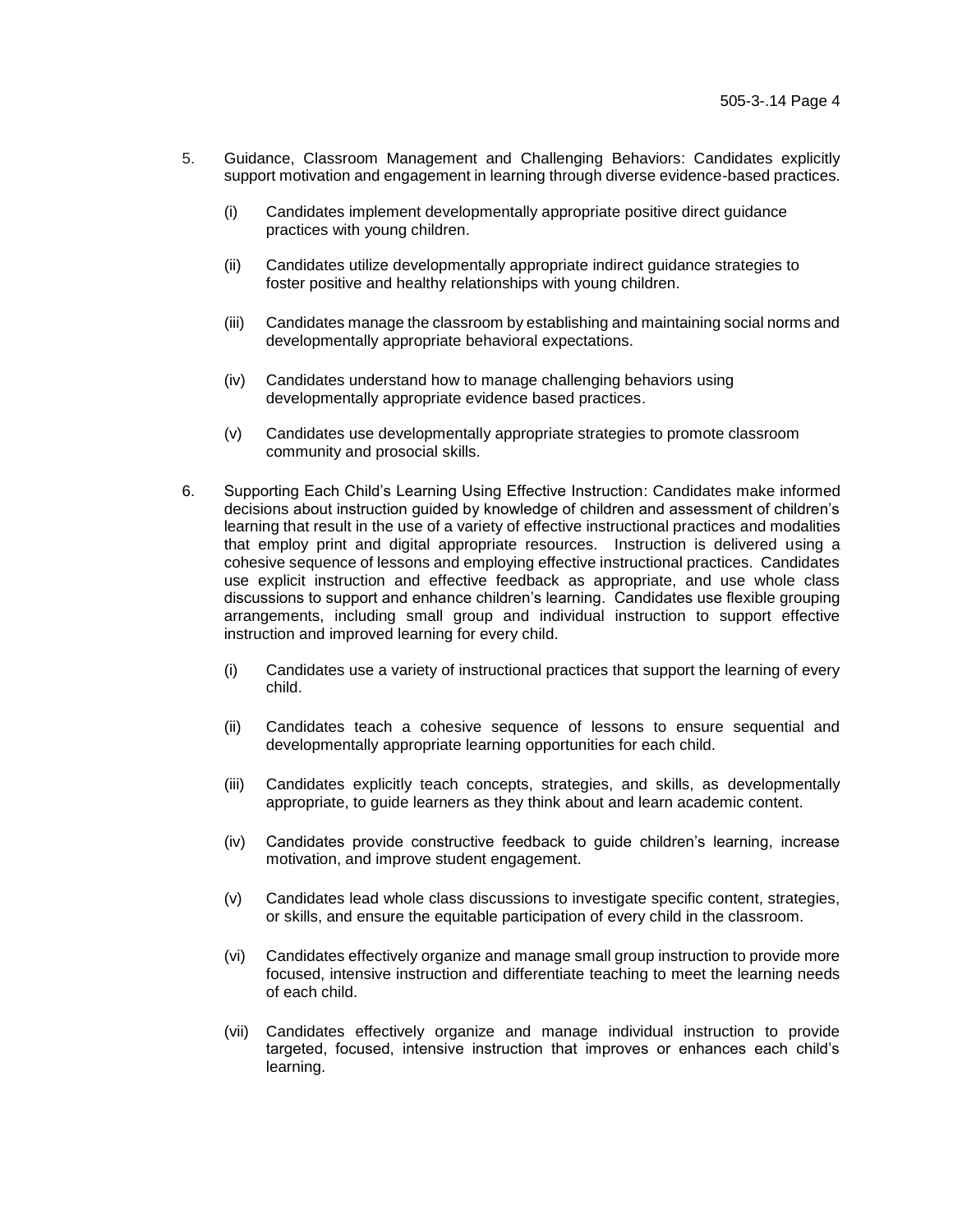5. Guidance, Classroom Management and Challenging Behaviors: Candidates explicitly support motivation and engagement in learning through diverse evidence-based practices.

   (i) Candidates implement developmentally appropriate positive direct guidance practices with young children.

   (ii) Candidates utilize developmentally appropriate indirect guidance strategies to foster positive and healthy relationships with young children.

   (iii) Candidates manage the classroom by establishing and maintaining social norms and developmentally appropriate behavioral expectations.

   (iv) Candidates understand how to manage challenging behaviors using developmentally appropriate evidence based practices.

   (v) Candidates use developmentally appropriate strategies to promote classroom community and prosocial skills.

6. Supporting Each Child's Learning Using Effective Instruction: Candidates make informed decisions about instruction guided by knowledge of children and assessment of children's learning that result in the use of a variety of effective instructional practices and modalities that employ print and digital appropriate resources. Instruction is delivered using a cohesive sequence of lessons and employing effective instructional practices. Candidates use explicit instruction and effective feedback as appropriate, and use whole class discussions to support and enhance children's learning. Candidates use flexible grouping arrangements, including small group and individual instruction to support effective instruction and improved learning for every child.

   (i) Candidates use a variety of instructional practices that support the learning of every child.

   (ii) Candidates teach a cohesive sequence of lessons to ensure sequential and developmentally appropriate learning opportunities for each child.

   (iii) Candidates explicitly teach concepts, strategies, and skills, as developmentally appropriate, to guide learners as they think about and learn academic content.

   (iv) Candidates provide constructive feedback to guide children's learning, increase motivation, and improve student engagement.

   (v) Candidates lead whole class discussions to investigate specific content, strategies, or skills, and ensure the equitable participation of every child in the classroom.

   (vi) Candidates effectively organize and manage small group instruction to provide more focused, intensive instruction and differentiate teaching to meet the learning needs of each child.

   (vii) Candidates effectively organize and manage individual instruction to provide targeted, focused, intensive instruction that improves or enhances each child's learning.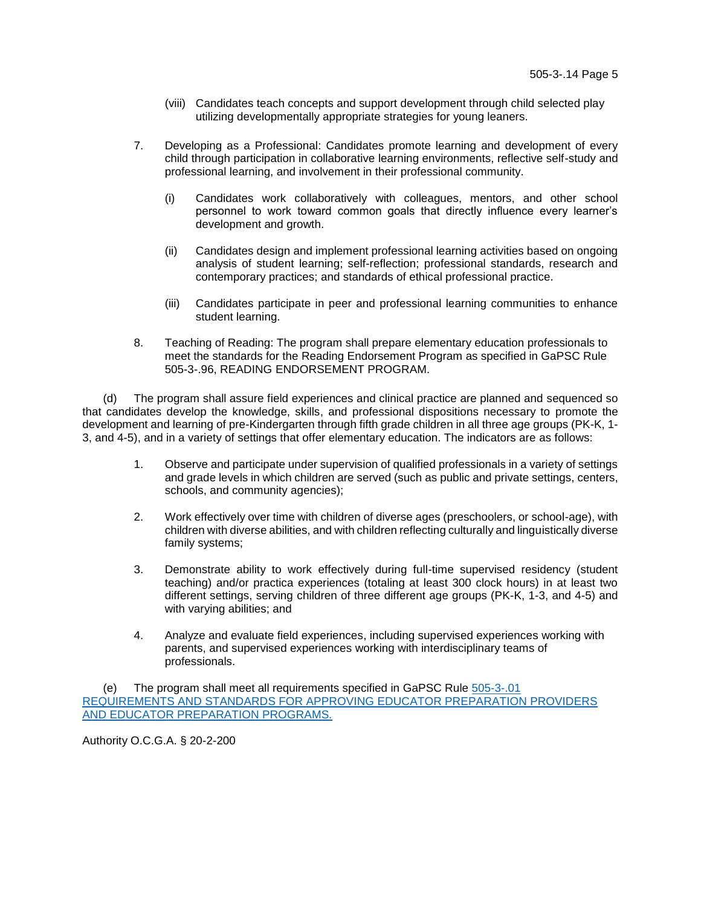(viii) Candidates teach concepts and support development through child selected play utilizing developmentally appropriate strategies for young leaners.

7. Developing as a Professional: Candidates promote learning and development of every child through participation in collaborative learning environments, reflective self-study and professional learning, and involvement in their professional community.

   (i) Candidates work collaboratively with colleagues, mentors, and other school personnel to work toward common goals that directly influence every learner's development and growth.

   (ii) Candidates design and implement professional learning activities based on ongoing analysis of student learning; self-reflection; professional standards, research and contemporary practices; and standards of ethical professional practice.

   (iii) Candidates participate in peer and professional learning communities to enhance student learning.

8. Teaching of Reading: The program shall prepare elementary education professionals to meet the standards for the Reading Endorsement Program as specified in GaPSC Rule 505-3-.96, READING ENDORSEMENT PROGRAM.

(d) The program shall assure field experiences and clinical practice are planned and sequenced so that candidates develop the knowledge, skills, and professional dispositions necessary to promote the development and learning of pre-Kindergarten through fifth grade children in all three age groups (PK-K, 1-3, and 4-5), and in a variety of settings that offer elementary education. The indicators are as follows:

1. Observe and participate under supervision of qualified professionals in a variety of settings and grade levels in which children are served (such as public and private settings, centers, schools, and community agencies);

2. Work effectively over time with children of diverse ages (preschoolers, or school-age), with children with diverse abilities, and with children reflecting culturally and linguistically diverse family systems;

3. Demonstrate ability to work effectively during full-time supervised residency (student teaching) and/or practica experiences (totaling at least 300 clock hours) in at least two different settings, serving children of three different age groups (PK-K, 1-3, and 4-5) and with varying abilities; and

4. Analyze and evaluate field experiences, including supervised experiences working with parents, and supervised experiences working with interdisciplinary teams of professionals.

(e) The program shall meet all requirements specified in GaPSC Rule 505-3-.01 REQUIREMENTS AND STANDARDS FOR APPROVING EDUCATOR PREPARATION PROVIDERS AND EDUCATOR PREPARATION PROGRAMS.

Authority O.C.G.A. § 20-2-200